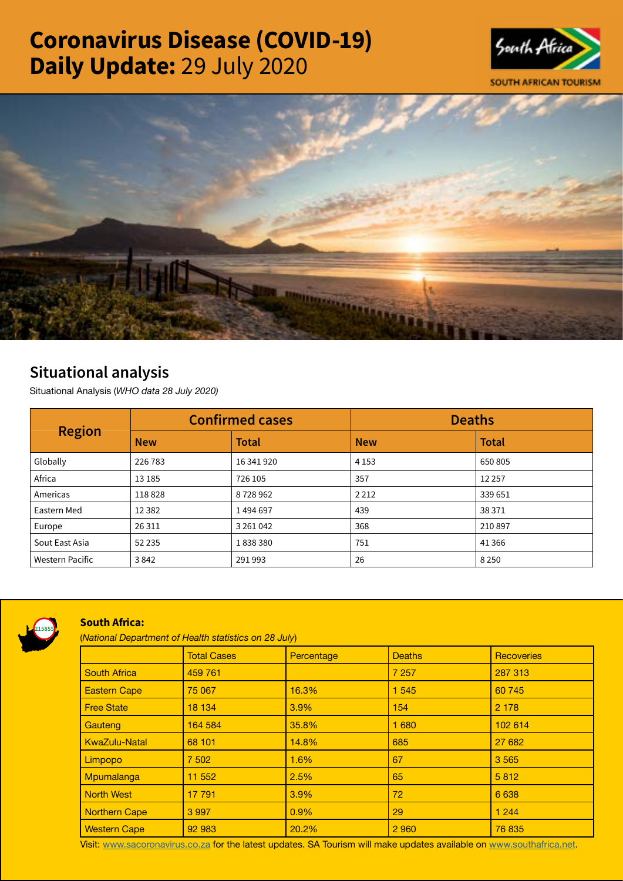# Coronavirus Disease (COVID-19) Daily Update: 29 July 2020

SOUTH AFRICAN TOURISM

## Situational analysis

Situational Analysis (*WHO data 28 July 2020)*

| Region | Confirmed cases | | Deaths | |
|---|---|---|---|---|
| | **New** | **Total** | **New** | **Total** |
| Globally | 226 783 | 16 341 920 | 4 153 | 650 805 |
| Africa | 13 185 | 726 105 | 357 | 12 257 |
| Americas | 118 828 | 8 728 962 | 2 212 | 339 651 |
| Eastern Med | 12 382 | 1 494 697 | 439 | 38 371 |
| Europe | 26 311 | 3 261 042 | 368 | 210 897 |
| Sout East Asia | 52 235 | 1 838 380 | 751 | 41 366 |
| Western Pacific | 3 842 | 291 993 | 26 | 8 250 |

215855

### South Africa:

(*National Department of Health statistics on 28 July*)

| | Total Cases | Percentage | Deaths | Recoveries |
|---|---|---|---|---|
| South Africa | 459 761 | | 7 257 | 287 313 |
| Eastern Cape | 75 067 | 16.3% | 1 545 | 60 745 |
| Free State | 18 134 | 3.9% | 154 | 2 178 |
| Gauteng | 164 584 | 35.8% | 1 680 | 102 614 |
| KwaZulu-Natal | 68 101 | 14.8% | 685 | 27 682 |
| Limpopo | 7 502 | 1.6% | 67 | 3 565 |
| Mpumalanga | 11 552 | 2.5% | 65 | 5 812 |
| North West | 17 791 | 3.9% | 72 | 6 638 |
| Northern Cape | 3 997 | 0.9% | 29 | 1 244 |
| Western Cape | 92 983 | 20.2% | 2 960 | 76 835 |

Visit: www.sacoronavirus.co.za for the latest updates. SA Tourism will make updates available on www.southafrica.net.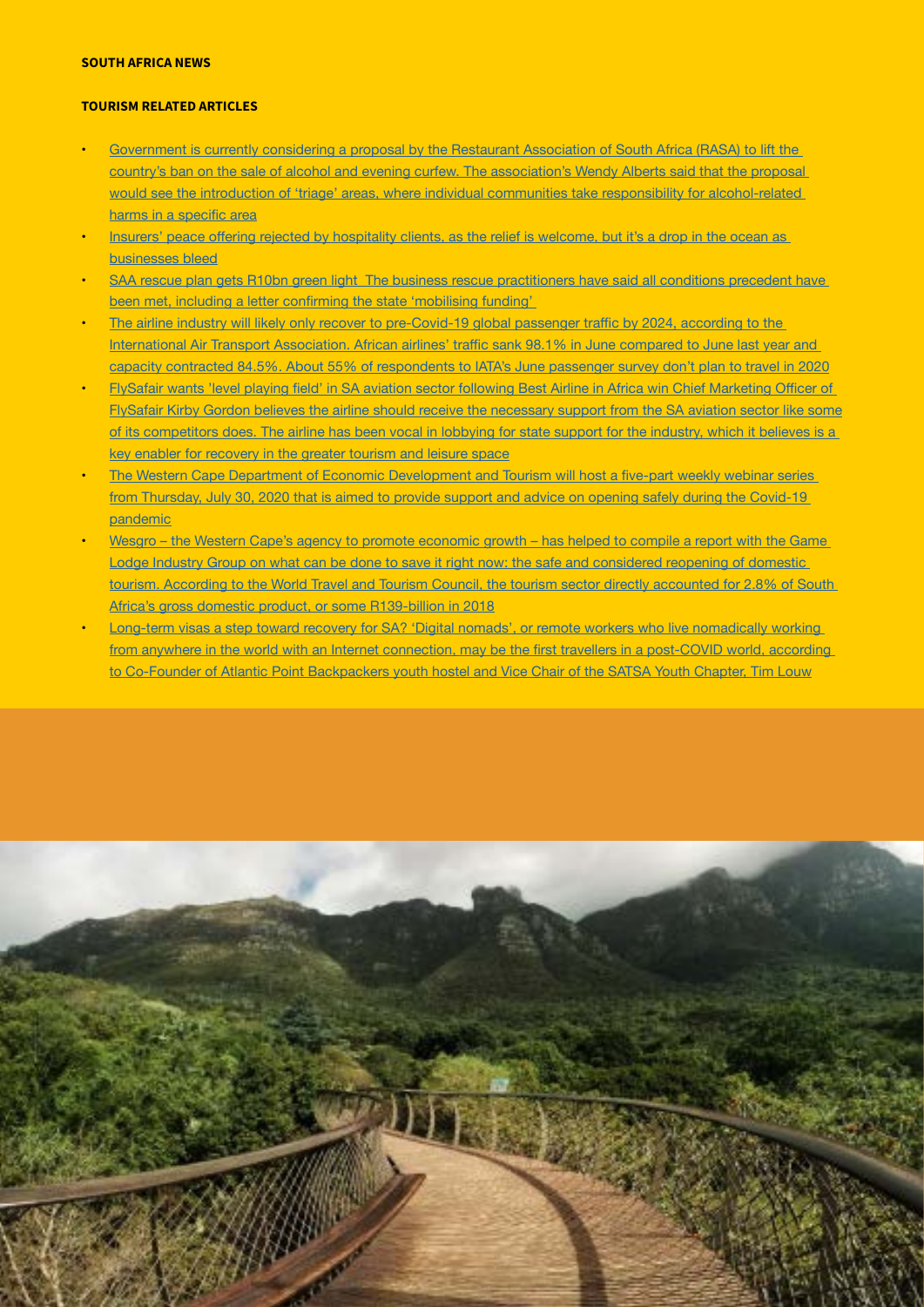**SOUTH AFRICA NEWS**

**TOURISM RELATED ARTICLES**

- Government is currently considering a proposal by the Restaurant Association of South Africa (RASA) to lift the country's ban on the sale of alcohol and evening curfew. The association's Wendy Alberts said that the proposal would see the introduction of 'triage' areas, where individual communities take responsibility for alcohol-related harms in a specific area
- Insurers' peace offering rejected by hospitality clients, as the relief is welcome, but it's a drop in the ocean as businesses bleed
- SAA rescue plan gets R10bn green light The business rescue practitioners have said all conditions precedent have been met, including a letter confirming the state 'mobilising funding'
- The airline industry will likely only recover to pre-Covid-19 global passenger traffic by 2024, according to the International Air Transport Association. African airlines' traffic sank 98.1% in June compared to June last year and capacity contracted 84.5%. About 55% of respondents to IATA's June passenger survey don't plan to travel in 2020
- FlySafair wants 'level playing field' in SA aviation sector following Best Airline in Africa win Chief Marketing Officer of FlySafair Kirby Gordon believes the airline should receive the necessary support from the SA aviation sector like some of its competitors does. The airline has been vocal in lobbying for state support for the industry, which it believes is a key enabler for recovery in the greater tourism and leisure space
- The Western Cape Department of Economic Development and Tourism will host a five-part weekly webinar series from Thursday, July 30, 2020 that is aimed to provide support and advice on opening safely during the Covid-19 pandemic
- Wesgro – the Western Cape's agency to promote economic growth – has helped to compile a report with the Game Lodge Industry Group on what can be done to save it right now: the safe and considered reopening of domestic tourism. According to the World Travel and Tourism Council, the tourism sector directly accounted for 2.8% of South Africa's gross domestic product, or some R139-billion in 2018
- Long-term visas a step toward recovery for SA? 'Digital nomads', or remote workers who live nomadically working from anywhere in the world with an Internet connection, may be the first travellers in a post-COVID world, according to Co-Founder of Atlantic Point Backpackers youth hostel and Vice Chair of the SATSA Youth Chapter, Tim Louw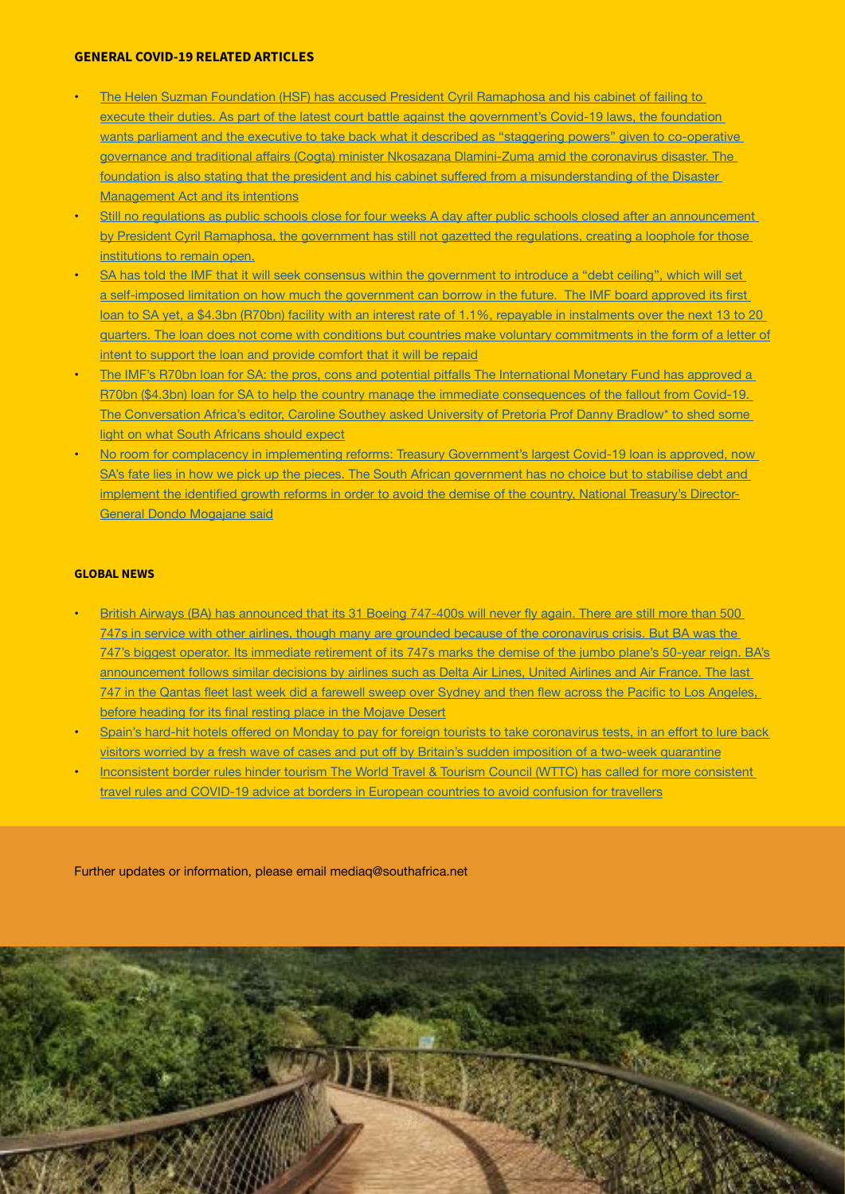## GENERAL COVID-19 RELATED ARTICLES

- The Helen Suzman Foundation (HSF) has accused President Cyril Ramaphosa and his cabinet of failing to execute their duties. As part of the latest court battle against the government's Covid-19 laws, the foundation wants parliament and the executive to take back what it described as "staggering powers" given to co-operative governance and traditional affairs (Cogta) minister Nkosazana Dlamini-Zuma amid the coronavirus disaster. The foundation is also stating that the president and his cabinet suffered from a misunderstanding of the Disaster Management Act and its intentions
- Still no regulations as public schools close for four weeks A day after public schools closed after an announcement by President Cyril Ramaphosa, the government has still not gazetted the regulations, creating a loophole for those institutions to remain open.
- SA has told the IMF that it will seek consensus within the government to introduce a "debt ceiling", which will set a self-imposed limitation on how much the government can borrow in the future. The IMF board approved its first loan to SA yet, a $4.3bn (R70bn) facility with an interest rate of 1.1%, repayable in instalments over the next 13 to 20 quarters. The loan does not come with conditions but countries make voluntary commitments in the form of a letter of intent to support the loan and provide comfort that it will be repaid
- The IMF's R70bn loan for SA: the pros, cons and potential pitfalls The International Monetary Fund has approved a R70bn ($4.3bn) loan for SA to help the country manage the immediate consequences of the fallout from Covid-19. The Conversation Africa's editor, Caroline Southey asked University of Pretoria Prof Danny Bradlow* to shed some light on what South Africans should expect
- No room for complacency in implementing reforms: Treasury Government's largest Covid-19 loan is approved, now SA's fate lies in how we pick up the pieces. The South African government has no choice but to stabilise debt and implement the identified growth reforms in order to avoid the demise of the country, National Treasury's Director-General Dondo Mogajane said

## GLOBAL NEWS

- British Airways (BA) has announced that its 31 Boeing 747-400s will never fly again. There are still more than 500 747s in service with other airlines, though many are grounded because of the coronavirus crisis. But BA was the 747's biggest operator. Its immediate retirement of its 747s marks the demise of the jumbo plane's 50-year reign. BA's announcement follows similar decisions by airlines such as Delta Air Lines, United Airlines and Air France. The last 747 in the Qantas fleet last week did a farewell sweep over Sydney and then flew across the Pacific to Los Angeles, before heading for its final resting place in the Mojave Desert
- Spain's hard-hit hotels offered on Monday to pay for foreign tourists to take coronavirus tests, in an effort to lure back visitors worried by a fresh wave of cases and put off by Britain's sudden imposition of a two-week quarantine
- Inconsistent border rules hinder tourism The World Travel & Tourism Council (WTTC) has called for more consistent travel rules and COVID-19 advice at borders in European countries to avoid confusion for travellers

Further updates or information, please email mediaq@southafrica.net